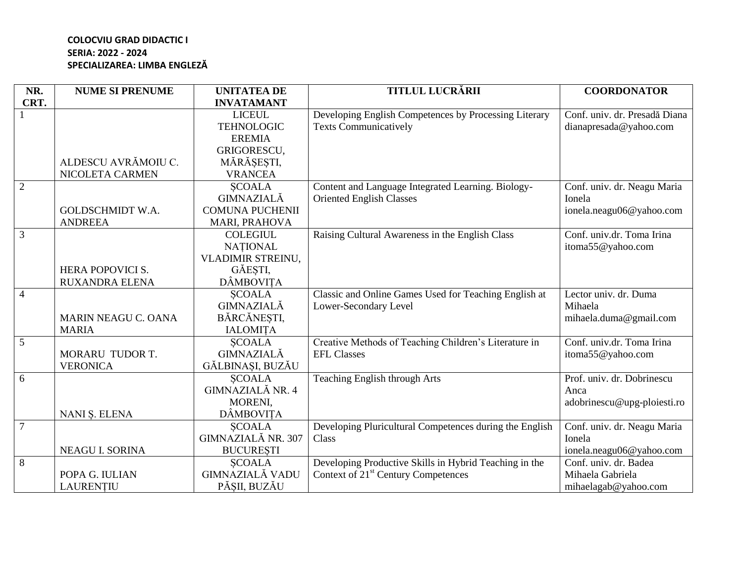**COLOCVIU GRAD DIDACTIC I**
**SERIA: 2022 - 2024**
**SPECIALIZAREA: LIMBA ENGLEZĂ**

| NR. CRT. | NUME SI PRENUME | UNITATEA DE INVATAMANT | TITLUL LUCRĂRII | COORDONATOR |
|---|---|---|---|---|
| 1 | ALDESCU AVRĂMOIU C. NICOLETA CARMEN | LICEUL TEHNOLOGIC EREMIA GRIGORESCU, MĂRĂȘEȘTI, VRANCEA | Developing English Competences by Processing Literary Texts Communicatively | Conf. univ. dr. Presadă Diana dianapresada@yahoo.com |
| 2 | GOLDSCHMIDT W.A. ANDREEA | ȘCOALA GIMNAZIALĂ COMUNA PUCHENII MARI, PRAHOVA | Content and Language Integrated Learning. Biology-Oriented English Classes | Conf. univ. dr. Neagu Maria Ionela ionela.neagu06@yahoo.com |
| 3 | HERA POPOVICI S. RUXANDRA ELENA | COLEGIUL NAȚIONAL VLADIMIR STREINU, GĂEȘTI, DÂMBOVIȚA | Raising Cultural Awareness in the English Class | Conf. univ.dr. Toma Irina itoma55@yahoo.com |
| 4 | MARIN NEAGU C. OANA MARIA | ȘCOALA GIMNAZIALĂ BĂRCĂNEȘTI, IALOMIȚA | Classic and Online Games Used for Teaching English at Lower-Secondary Level | Lector univ. dr. Duma Mihaela mihaela.duma@gmail.com |
| 5 | MORARU TUDOR T. VERONICA | ȘCOALA GIMNAZIALĂ GĂLBINAȘI, BUZĂU | Creative Methods of Teaching Children's Literature in EFL Classes | Conf. univ.dr. Toma Irina itoma55@yahoo.com |
| 6 | NANI Ș. ELENA | ȘCOALA GIMNAZIALĂ NR. 4 MORENI, DÂMBOVIȚA | Teaching English through Arts | Prof. univ. dr. Dobrinescu Anca adobrinescu@upg-ploiesti.ro |
| 7 | NEAGU I. SORINA | ȘCOALA GIMNAZIALĂ NR. 307 BUCUREȘTI | Developing Pluricultural Competences during the English Class | Conf. univ. dr. Neagu Maria Ionela ionela.neagu06@yahoo.com |
| 8 | POPA G. IULIAN LAURENȚIU | ȘCOALA GIMNAZIALĂ VADU PĂȘII, BUZĂU | Developing Productive Skills in Hybrid Teaching in the Context of 21st Century Competences | Conf. univ. dr. Badea Mihaela Gabriela mihaelagab@yahoo.com |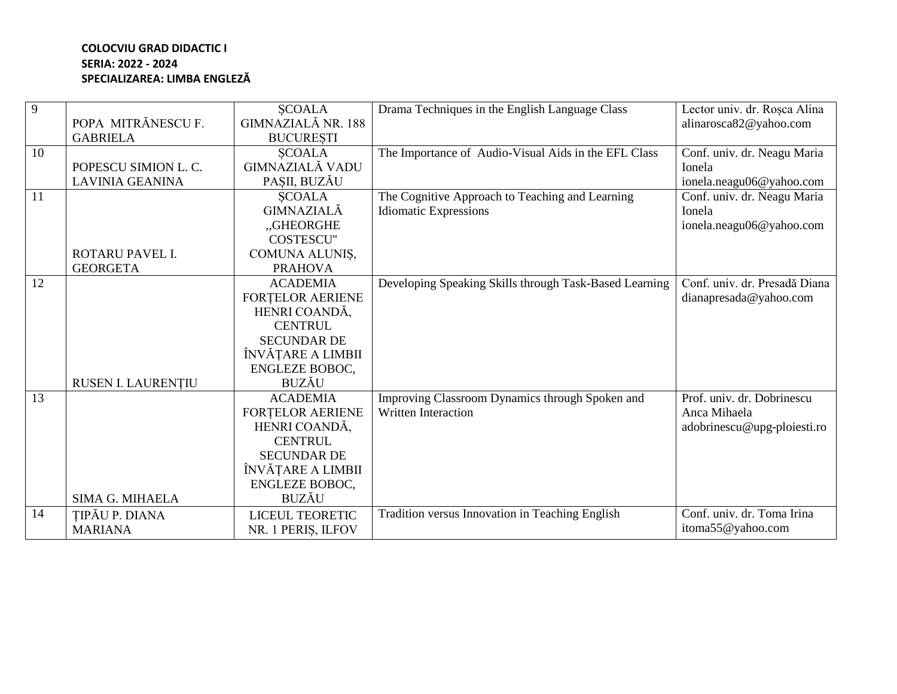**COLOCVIU GRAD DIDACTIC I**
**SERIA: 2022 - 2024**
**SPECIALIZAREA: LIMBA ENGLEZĂ**

| | | | | |
|---|---|---|---|---|
| 9 | POPA MITRĂNESCU F. GABRIELA | ȘCOALA GIMNAZIALĂ NR. 188 BUCUREȘTI | Drama Techniques in the English Language Class | Lector univ. dr. Roșca Alina alinarosca82@yahoo.com |
| 10 | POPESCU SIMION L. C. LAVINIA GEANINA | ȘCOALA GIMNAZIALĂ VADU PAȘII, BUZĂU | The Importance of Audio-Visual Aids in the EFL Class | Conf. univ. dr. Neagu Maria Ionela ionela.neagu06@yahoo.com |
| 11 | ROTARU PAVEL I. GEORGETA | ȘCOALA GIMNAZIALĂ ,,GHEORGHE COSTESCU" COMUNA ALUNIȘ, PRAHOVA | The Cognitive Approach to Teaching and Learning Idiomatic Expressions | Conf. univ. dr. Neagu Maria Ionela ionela.neagu06@yahoo.com |
| 12 | RUSEN I. LAURENȚIU | ACADEMIA FORȚELOR AERIENE HENRI COANDĂ, CENTRUL SECUNDAR DE ÎNVĂȚARE A LIMBII ENGLEZE BOBOC, BUZĂU | Developing Speaking Skills through Task-Based Learning | Conf. univ. dr. Presadă Diana dianapresada@yahoo.com |
| 13 | SIMA G. MIHAELA | ACADEMIA FORȚELOR AERIENE HENRI COANDĂ, CENTRUL SECUNDAR DE ÎNVĂȚARE A LIMBII ENGLEZE BOBOC, BUZĂU | Improving Classroom Dynamics through Spoken and Written Interaction | Prof. univ. dr. Dobrinescu Anca Mihaela adobrinescu@upg-ploiesti.ro |
| 14 | ȚIPĂU P. DIANA MARIANA | LICEUL TEORETIC NR. 1 PERIȘ, ILFOV | Tradition versus Innovation in Teaching English | Conf. univ. dr. Toma Irina itoma55@yahoo.com |